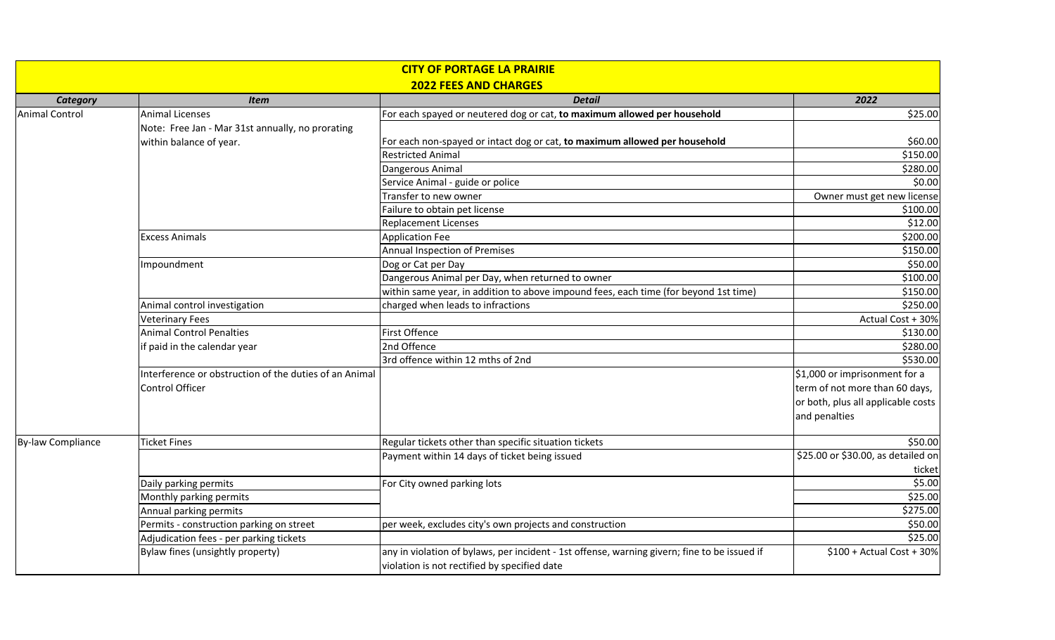# CITY OF PORTAGE LA PRAIRIE

## 2022 FEES AND CHARGES

| *Category* | *Item* | *Detail* | *2022* |
|---|---|---|---|
| Animal Control | Animal Licenses | For each spayed or neutered dog or cat, **to maximum allowed per household** | $25.00 |
| | Note: Free Jan - Mar 31st annually, no prorating within balance of year. | For each non-spayed or intact dog or cat, **to maximum allowed per household** | $60.00 |
| | | Restricted Animal | $150.00 |
| | | Dangerous Animal | $280.00 |
| | | Service Animal - guide or police | $0.00 |
| | | Transfer to new owner | Owner must get new license |
| | | Failure to obtain pet license | $100.00 |
| | | Replacement Licenses | $12.00 |
| | Excess Animals | Application Fee | $200.00 |
| | | Annual Inspection of Premises | $150.00 |
| | Impoundment | Dog or Cat per Day | $50.00 |
| | | Dangerous Animal per Day, when returned to owner | $100.00 |
| | | within same year, in addition to above impound fees, each time (for beyond 1st time) | $150.00 |
| | Animal control investigation | charged when leads to infractions | $250.00 |
| | Veterinary Fees | | Actual Cost + 30% |
| | Animal Control Penalties | First Offence | $130.00 |
| | if paid in the calendar year | 2nd Offence | $280.00 |
| | | 3rd offence within 12 mths of 2nd | $530.00 |
| | Interference or obstruction of the duties of an Animal Control Officer | | $1,000 or imprisonment for a term of not more than 60 days, or both, plus all applicable costs and penalties |
| By-law Compliance | Ticket Fines | Regular tickets other than specific situation tickets | $50.00 |
| | | Payment within 14 days of ticket being issued | $25.00 or $30.00, as detailed on ticket |
| | Daily parking permits | For City owned parking lots | $5.00 |
| | Monthly parking permits | | $25.00 |
| | Annual parking permits | | $275.00 |
| | Permits - construction parking on street | per week, excludes city's own projects and construction | $50.00 |
| | Adjudication fees - per parking tickets | | $25.00 |
| | Bylaw fines (unsightly property) | any in violation of bylaws, per incident - 1st offense, warning givern; fine to be issued if violation is not rectified by specified date | $100 + Actual Cost + 30% |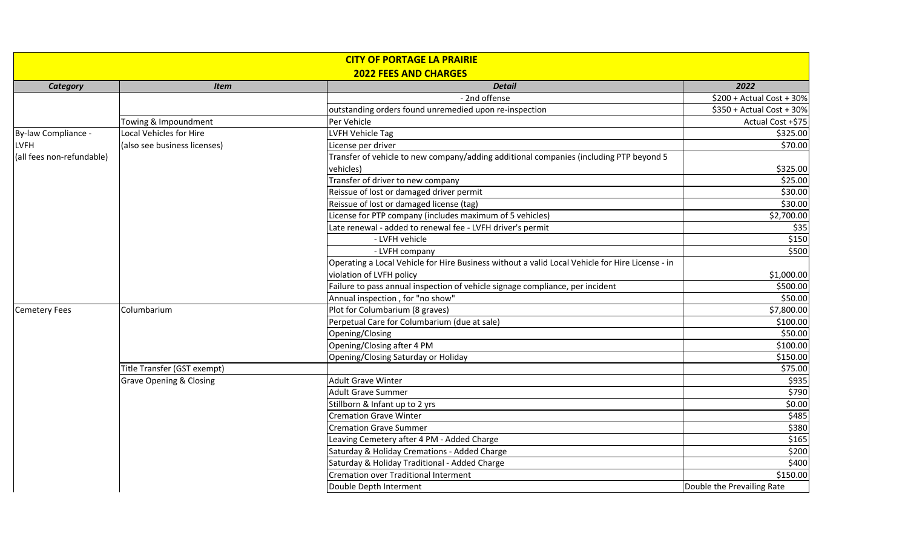| CITY OF PORTAGE LA PRAIRIE | | | |
|---|---|---|---|
| **2022 FEES AND CHARGES** | | | |
| ***Category*** | ***Item*** | ***Detail*** | **2022** |
| | | - 2nd offense | $200 + Actual Cost + 30% |
| | | outstanding orders found unremedied upon re-inspection | $350 + Actual Cost + 30% |
| | Towing & Impoundment | Per Vehicle | Actual Cost +$75 |
| By-law Compliance - LVFH (all fees non-refundable) | Local Vehicles for Hire (also see business licenses) | LVFH Vehicle Tag | $325.00 |
| | | License per driver | $70.00 |
| | | Transfer of vehicle to new company/adding additional companies (including PTP beyond 5 vehicles) | $325.00 |
| | | Transfer of driver to new company | $25.00 |
| | | Reissue of lost or damaged driver permit | $30.00 |
| | | Reissue of lost or damaged license (tag) | $30.00 |
| | | License for PTP company (includes maximum of 5 vehicles) | $2,700.00 |
| | | Late renewal - added to renewal fee - LVFH driver's permit | $35 |
| | | - LVFH vehicle | $150 |
| | | - LVFH company | $500 |
| | | Operating a Local Vehicle for Hire Business without a valid Local Vehicle for Hire License - in violation of LVFH policy | $1,000.00 |
| | | Failure to pass annual inspection of vehicle signage compliance, per incident | $500.00 |
| | | Annual inspection , for "no show" | $50.00 |
| Cemetery Fees | Columbarium | Plot for Columbarium (8 graves) | $7,800.00 |
| | | Perpetual Care for Columbarium (due at sale) | $100.00 |
| | | Opening/Closing | $50.00 |
| | | Opening/Closing after 4 PM | $100.00 |
| | | Opening/Closing Saturday or Holiday | $150.00 |
| | Title Transfer (GST exempt) | | $75.00 |
| | Grave Opening & Closing | Adult Grave Winter | $935 |
| | | Adult Grave Summer | $790 |
| | | Stillborn & Infant up to 2 yrs | $0.00 |
| | | Cremation Grave Winter | $485 |
| | | Cremation Grave Summer | $380 |
| | | Leaving Cemetery after 4 PM - Added Charge | $165 |
| | | Saturday & Holiday Cremations - Added Charge | $200 |
| | | Saturday & Holiday Traditional - Added Charge | $400 |
| | | Cremation over Traditional Interment | $150.00 |
| | | Double Depth Interment | Double the Prevailing Rate |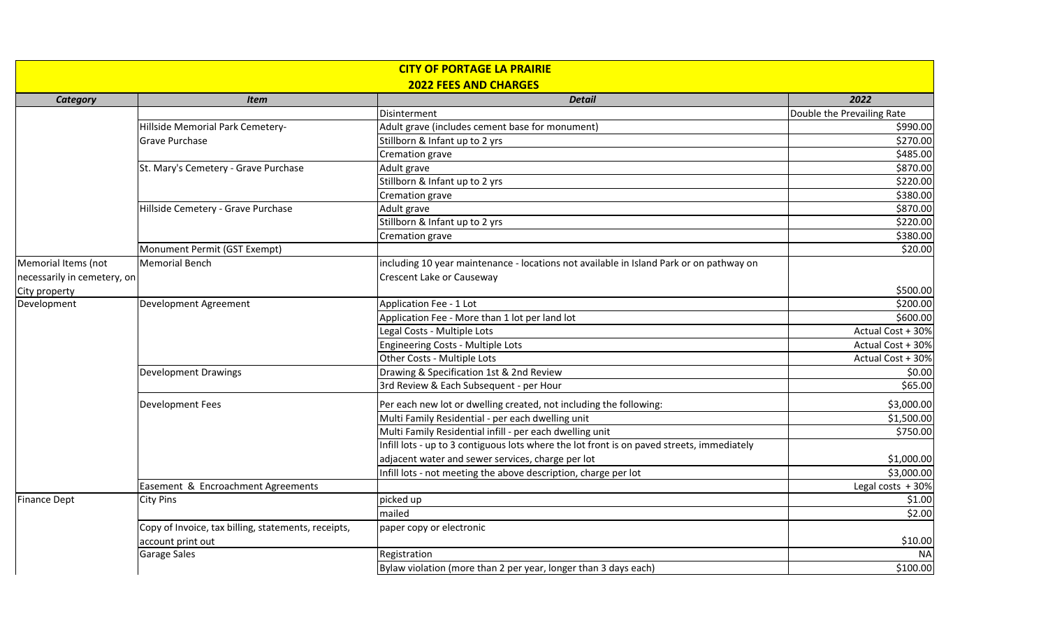# CITY OF PORTAGE LA PRAIRIE

## 2022 FEES AND CHARGES

| *Category* | *Item* | *Detail* | *2022* |
|---|---|---|---|
| | | Disinterment | Double the Prevailing Rate |
| | Hillside Memorial Park Cemetery-Grave Purchase | Adult grave (includes cement base for monument) | $990.00 |
| | | Stillborn & Infant up to 2 yrs | $270.00 |
| | | Cremation grave | $485.00 |
| | St. Mary's Cemetery - Grave Purchase | Adult grave | $870.00 |
| | | Stillborn & Infant up to 2 yrs | $220.00 |
| | | Cremation grave | $380.00 |
| | Hillside Cemetery - Grave Purchase | Adult grave | $870.00 |
| | | Stillborn & Infant up to 2 yrs | $220.00 |
| | | Cremation grave | $380.00 |
| | Monument Permit (GST Exempt) | | $20.00 |
| Memorial Items (not necessarily in cemetery, on City property | Memorial Bench | including 10 year maintenance - locations not available in Island Park or on pathway on Crescent Lake or Causeway | $500.00 |
| Development | Development Agreement | Application Fee - 1 Lot | $200.00 |
| | | Application Fee - More than 1 lot per land lot | $600.00 |
| | | Legal Costs - Multiple Lots | Actual Cost + 30% |
| | | Engineering Costs - Multiple Lots | Actual Cost + 30% |
| | | Other Costs - Multiple Lots | Actual Cost + 30% |
| | Development Drawings | Drawing & Specification 1st & 2nd Review | $0.00 |
| | | 3rd Review & Each Subsequent - per Hour | $65.00 |
| | Development Fees | Per each new lot or dwelling created, not including the following: | $3,000.00 |
| | | Multi Family Residential - per each dwelling unit | $1,500.00 |
| | | Multi Family Residential infill - per each dwelling unit | $750.00 |
| | | Infill lots - up to 3 contiguous lots where the lot front is on paved streets, immediately adjacent water and sewer services, charge per lot | $1,000.00 |
| | | Infill lots - not meeting the above description, charge per lot | $3,000.00 |
| | Easement & Encroachment Agreements | | Legal costs + 30% |
| Finance Dept | City Pins | picked up | $1.00 |
| | | mailed | $2.00 |
| | Copy of Invoice, tax billing, statements, receipts, account print out | paper copy or electronic | $10.00 |
| | Garage Sales | Registration | NA |
| | | Bylaw violation (more than 2 per year, longer than 3 days each) | $100.00 |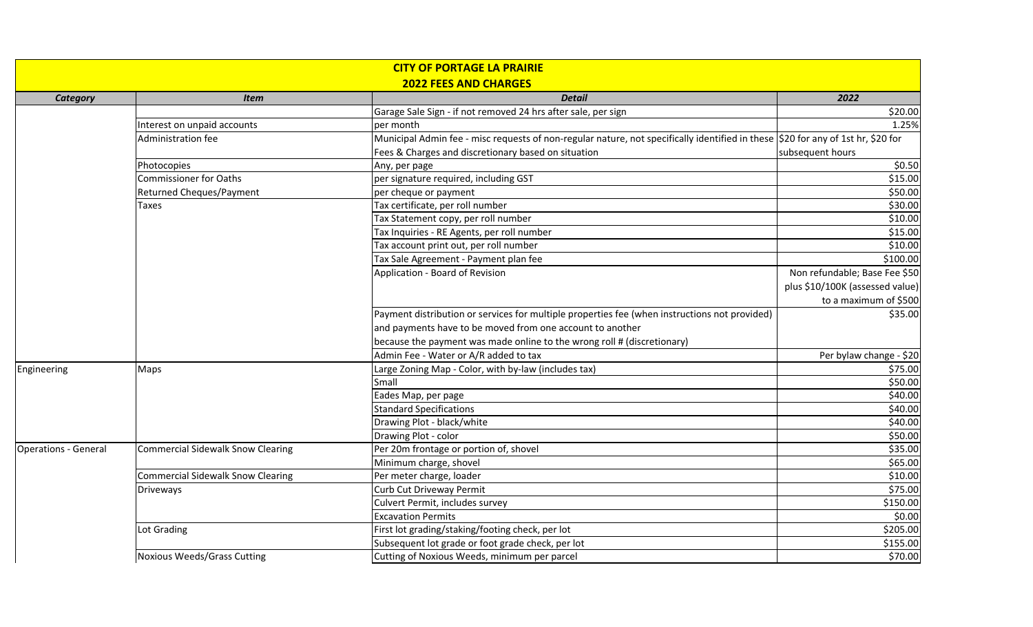| CITY OF PORTAGE LA PRAIRIE | | | |
|---|---|---|---|
| **2022 FEES AND CHARGES** | | | |
| ***Category*** | ***Item*** | ***Detail*** | ***2022*** |
| | | Garage Sale Sign - if not removed 24 hrs after sale, per sign | $20.00 |
| | Interest on unpaid accounts | per month | 1.25% |
| | Administration fee | Municipal Admin fee - misc requests of non-regular nature, not specifically identified in these Fees & Charges and discretionary based on situation | $20 for any of 1st hr, $20 for subsequent hours |
| | Photocopies | Any, per page | $0.50 |
| | Commissioner for Oaths | per signature required, including GST | $15.00 |
| | Returned Cheques/Payment | per cheque or payment | $50.00 |
| | Taxes | Tax certificate, per roll number | $30.00 |
| | | Tax Statement copy, per roll number | $10.00 |
| | | Tax Inquiries - RE Agents, per roll number | $15.00 |
| | | Tax account print out, per roll number | $10.00 |
| | | Tax Sale Agreement - Payment plan fee | $100.00 |
| | | Application - Board of Revision | Non refundable; Base Fee $50 plus $10/100K (assessed value) to a maximum of $500 |
| | | Payment distribution or services for multiple properties fee (when instructions not provided) and payments have to be moved from one account to another because the payment was made online to the wrong roll # (discretionary) | $35.00 |
| | | Admin Fee - Water or A/R added to tax | Per bylaw change - $20 |
| Engineering | Maps | Large Zoning Map - Color, with by-law (includes tax) | $75.00 |
| | | Small | $50.00 |
| | | Eades Map, per page | $40.00 |
| | | Standard Specifications | $40.00 |
| | | Drawing Plot - black/white | $40.00 |
| | | Drawing Plot - color | $50.00 |
| Operations - General | Commercial Sidewalk Snow Clearing | Per 20m frontage or portion of, shovel | $35.00 |
| | | Minimum charge, shovel | $65.00 |
| | Commercial Sidewalk Snow Clearing | Per meter charge, loader | $10.00 |
| | Driveways | Curb Cut Driveway Permit | $75.00 |
| | | Culvert Permit, includes survey | $150.00 |
| | | Excavation Permits | $0.00 |
| | Lot Grading | First lot grading/staking/footing check, per lot | $205.00 |
| | | Subsequent lot grade or foot grade check, per lot | $155.00 |
| | Noxious Weeds/Grass Cutting | Cutting of Noxious Weeds, minimum per parcel | $70.00 |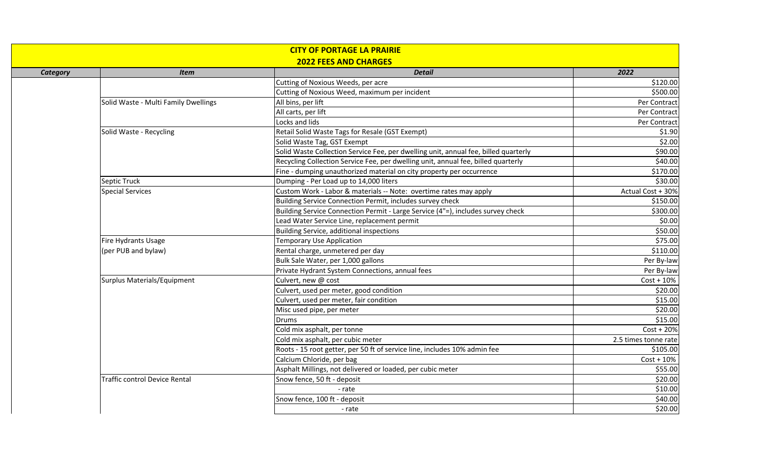## CITY OF PORTAGE LA PRAIRIE

## 2022 FEES AND CHARGES

| *Category* | *Item* | *Detail* | *2022* |
|---|---|---|---|
| | | Cutting of Noxious Weeds, per acre | $120.00 |
| | | Cutting of Noxious Weed, maximum per incident | $500.00 |
| | Solid Waste - Multi Family Dwellings | All bins, per lift | Per Contract |
| | | All carts, per lift | Per Contract |
| | | Locks and lids | Per Contract |
| | Solid Waste - Recycling | Retail Solid Waste Tags for Resale (GST Exempt) | $1.90 |
| | | Solid Waste Tag, GST Exempt | $2.00 |
| | | Solid Waste Collection Service Fee, per dwelling unit, annual fee, billed quarterly | $90.00 |
| | | Recycling Collection Service Fee, per dwelling unit, annual fee, billed quarterly | $40.00 |
| | | Fine - dumping unauthorized material on city property per occurrence | $170.00 |
| | Septic Truck | Dumping - Per Load up to 14,000 liters | $30.00 |
| | Special Services | Custom Work - Labor & materials -- Note: overtime rates may apply | Actual Cost + 30% |
| | | Building Service Connection Permit, includes survey check | $150.00 |
| | | Building Service Connection Permit - Large Service (4"=), includes survey check | $300.00 |
| | | Lead Water Service Line, replacement permit | $0.00 |
| | | Building Service, additional inspections | $50.00 |
| | Fire Hydrants Usage | Temporary Use Application | $75.00 |
| | (per PUB and bylaw) | Rental charge, unmetered per day | $110.00 |
| | | Bulk Sale Water, per 1,000 gallons | Per By-law |
| | | Private Hydrant System Connections, annual fees | Per By-law |
| | Surplus Materials/Equipment | Culvert, new @ cost | Cost + 10% |
| | | Culvert, used per meter, good condition | $20.00 |
| | | Culvert, used per meter, fair condition | $15.00 |
| | | Misc used pipe, per meter | $20.00 |
| | | Drums | $15.00 |
| | | Cold mix asphalt, per tonne | Cost + 20% |
| | | Cold mix asphalt, per cubic meter | 2.5 times tonne rate |
| | | Roots - 15 root getter, per 50 ft of service line, includes 10% admin fee | $105.00 |
| | | Calcium Chloride, per bag | Cost + 10% |
| | | Asphalt Millings, not delivered or loaded, per cubic meter | $55.00 |
| | Traffic control Device Rental | Snow fence, 50 ft - deposit | $20.00 |
| | | - rate | $10.00 |
| | | Snow fence, 100 ft - deposit | $40.00 |
| | | - rate | $20.00 |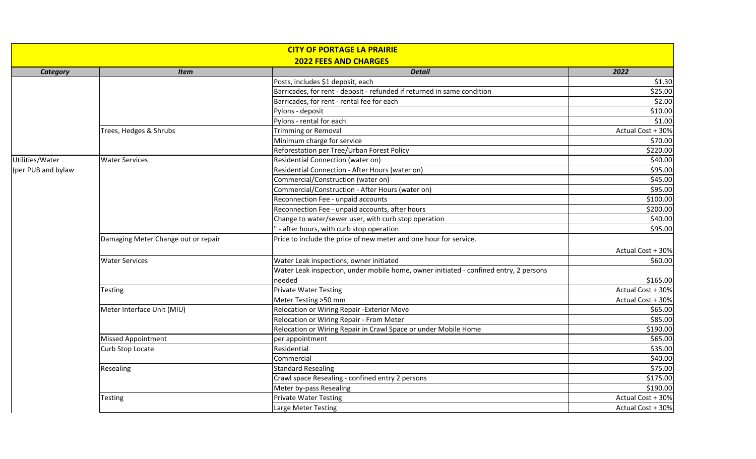| CITY OF PORTAGE LA PRAIRIE | | | |
|---|---|---|---|
| 2022 FEES AND CHARGES | | | |
| ***Category*** | ***Item*** | ***Detail*** | ***2022*** |
| | | Posts, includes $1 deposit, each | $1.30 |
| | | Barricades, for rent - deposit - refunded if returned in same condition | $25.00 |
| | | Barricades, for rent - rental fee for each | $2.00 |
| | | Pylons - deposit | $10.00 |
| | | Pylons - rental for each | $1.00 |
| | Trees, Hedges & Shrubs | Trimming or Removal | Actual Cost + 30% |
| | | Minimum charge for service | $70.00 |
| | | Reforestation per Tree/Urban Forest Policy | $220.00 |
| Utilities/Water (per PUB and bylaw | Water Services | Residential Connection (water on) | $40.00 |
| | | Residential Connection - After Hours (water on) | $95.00 |
| | | Commercial/Construction (water on) | $45.00 |
| | | Commercial/Construction - After Hours (water on) | $95.00 |
| | | Reconnection Fee - unpaid accounts | $100.00 |
| | | Reconnection Fee - unpaid accounts, after hours | $200.00 |
| | | Change to water/sewer user, with curb stop operation | $40.00 |
| | | " - after hours, with curb stop operation | $95.00 |
| | Damaging Meter Change out or repair | Price to include the price of new meter and one hour for service. | Actual Cost + 30% |
| | Water Services | Water Leak inspections, owner initiated | $60.00 |
| | | Water Leak inspection, under mobile home, owner initiated - confined entry, 2 persons needed | $165.00 |
| | Testing | Private Water Testing | Actual Cost + 30% |
| | | Meter Testing >50 mm | Actual Cost + 30% |
| | Meter Interface Unit (MIU) | Relocation or Wiring Repair -Exterior Move | $65.00 |
| | | Relocation or Wiring Repair - From Meter | $85.00 |
| | | Relocation or Wiring Repair in Crawl Space or under Mobile Home | $190.00 |
| | Missed Appointment | per appointment | $65.00 |
| | Curb Stop Locate | Residential | $35.00 |
| | | Commercial | $40.00 |
| | Resealing | Standard Resealing | $75.00 |
| | | Crawl space Resealing - confined entry 2 persons | $175.00 |
| | | Meter by-pass Resealing | $190.00 |
| | Testing | Private Water Testing | Actual Cost + 30% |
| | | Large Meter Testing | Actual Cost + 30% |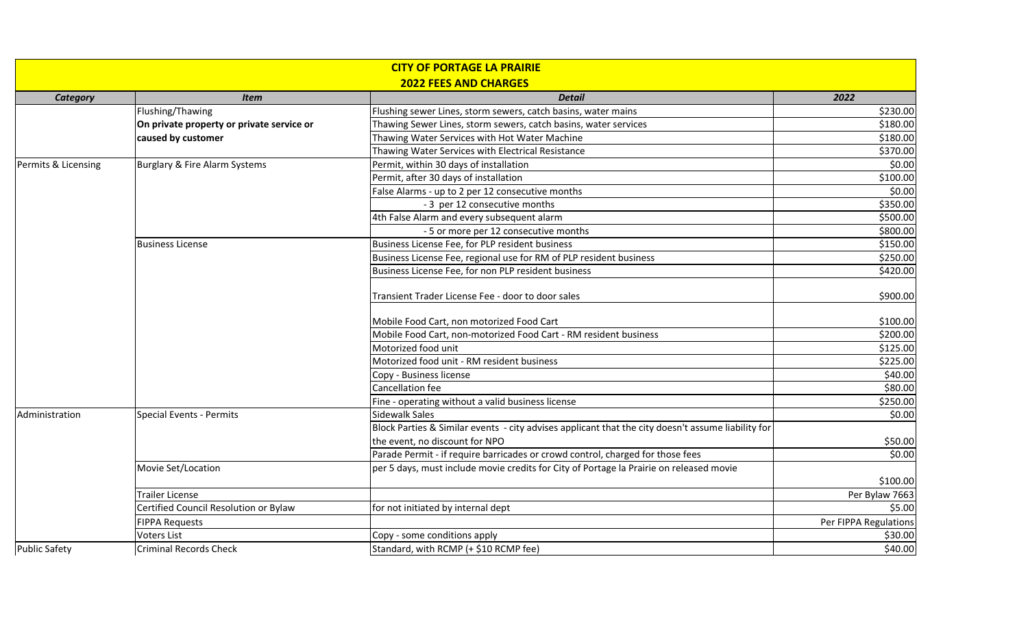| CITY OF PORTAGE LA PRAIRIE | | | |
|---|---|---|---|
| **2022 FEES AND CHARGES** | | | |
| ***Category*** | ***Item*** | ***Detail*** | ***2022*** |
| | Flushing/Thawing | Flushing sewer Lines, storm sewers, catch basins, water mains | $230.00 |
| | **On private property or private service or** | Thawing Sewer Lines, storm sewers, catch basins, water services | $180.00 |
| | **caused by customer** | Thawing Water Services with Hot Water Machine | $180.00 |
| | | Thawing Water Services with Electrical Resistance | $370.00 |
| Permits & Licensing | Burglary & Fire Alarm Systems | Permit, within 30 days of installation | $0.00 |
| | | Permit, after 30 days of installation | $100.00 |
| | | False Alarms - up to 2 per 12 consecutive months | $0.00 |
| | | - 3 per 12 consecutive months | $350.00 |
| | | 4th False Alarm and every subsequent alarm | $500.00 |
| | | - 5 or more per 12 consecutive months | $800.00 |
| | Business License | Business License Fee, for PLP resident business | $150.00 |
| | | Business License Fee, regional use for RM of PLP resident business | $250.00 |
| | | Business License Fee, for non PLP resident business | $420.00 |
| | | Transient Trader License Fee - door to door sales | $900.00 |
| | | Mobile Food Cart, non motorized Food Cart | $100.00 |
| | | Mobile Food Cart, non-motorized Food Cart - RM resident business | $200.00 |
| | | Motorized food unit | $125.00 |
| | | Motorized food unit - RM resident business | $225.00 |
| | | Copy - Business license | $40.00 |
| | | Cancellation fee | $80.00 |
| | | Fine - operating without a valid business license | $250.00 |
| Administration | Special Events - Permits | Sidewalk Sales | $0.00 |
| | | Block Parties & Similar events - city advises applicant that the city doesn't assume liability for the event, no discount for NPO | $50.00 |
| | | Parade Permit - if require barricades or crowd control, charged for those fees | $0.00 |
| | Movie Set/Location | per 5 days, must include movie credits for City of Portage la Prairie on released movie | $100.00 |
| | Trailer License | | Per Bylaw 7663 |
| | Certified Council Resolution or Bylaw | for not initiated by internal dept | $5.00 |
| | FIPPA Requests | | Per FIPPA Regulations |
| | Voters List | Copy - some conditions apply | $30.00 |
| Public Safety | Criminal Records Check | Standard, with RCMP (+ $10 RCMP fee) | $40.00 |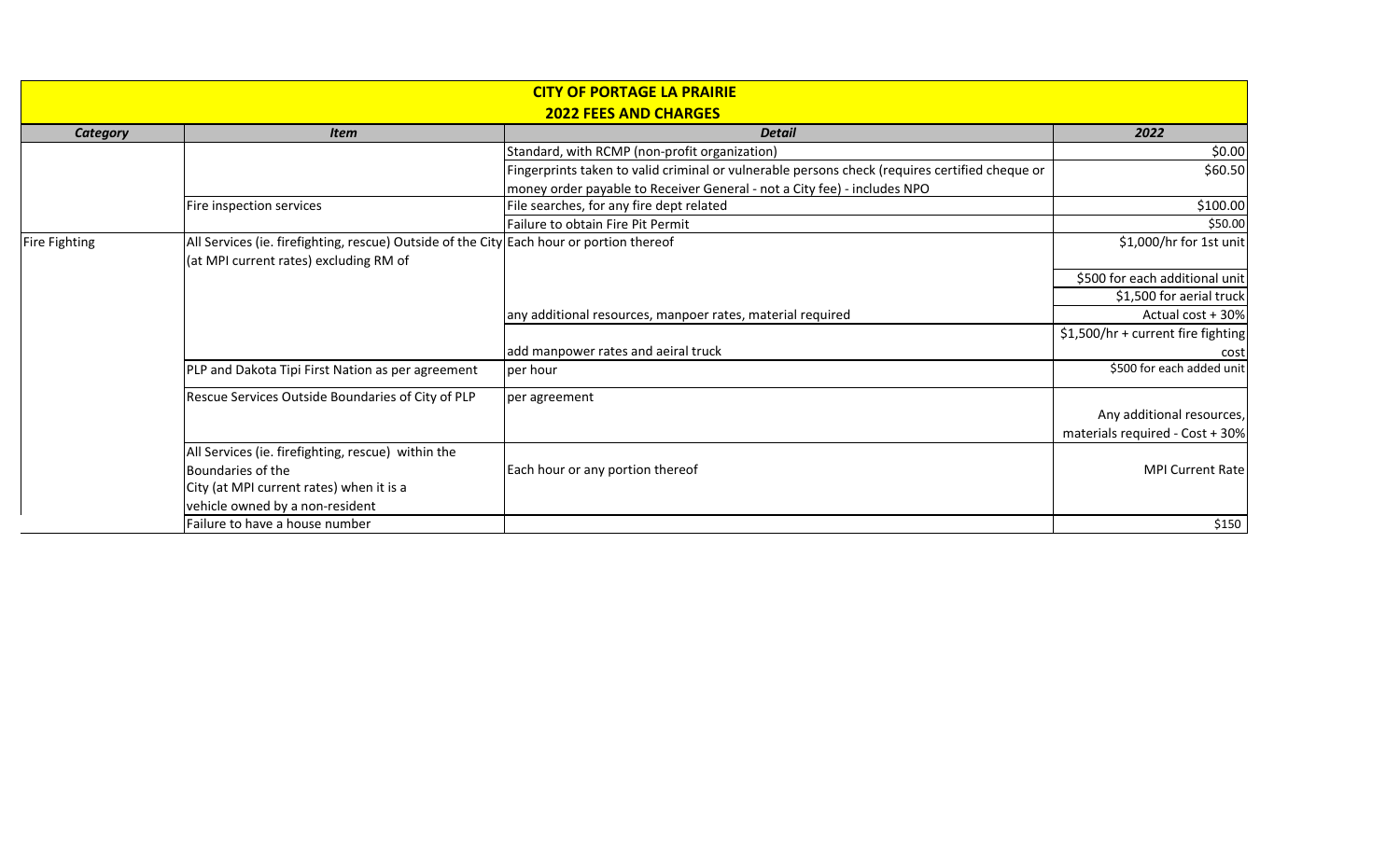| CITY OF PORTAGE LA PRAIRIE | | | |
|---|---|---|---|
| **2022 FEES AND CHARGES** | | | |
| ***Category*** | ***Item*** | ***Detail*** | ***2022*** |
| | | Standard, with RCMP (non-profit organization) | $0.00 |
| | | Fingerprints taken to valid criminal or vulnerable persons check (requires certified cheque or money order payable to Receiver General - not a City fee) - includes NPO | $60.50 |
| | Fire inspection services | File searches, for any fire dept related | $100.00 |
| | | Failure to obtain Fire Pit Permit | $50.00 |
| Fire Fighting | All Services (ie. firefighting, rescue) Outside of the City (at MPI current rates) excluding RM of | Each hour or portion thereof | $1,000/hr for 1st unit |
| | | | $500 for each additional unit |
| | | | $1,500 for aerial truck |
| | | any additional resources, manpoer rates, material required | Actual cost + 30% |
| | | add manpower rates and aeiral truck | $1,500/hr + current fire fighting cost |
| | PLP and Dakota Tipi First Nation as per agreement | per hour | $500 for each added unit |
| | Rescue Services Outside Boundaries of City of PLP | per agreement | Any additional resources, materials required - Cost + 30% |
| | All Services (ie. firefighting, rescue) within the Boundaries of the City (at MPI current rates) when it is a vehicle owned by a non-resident | Each hour or any portion thereof | MPI Current Rate |
| | Failure to have a house number | | $150 |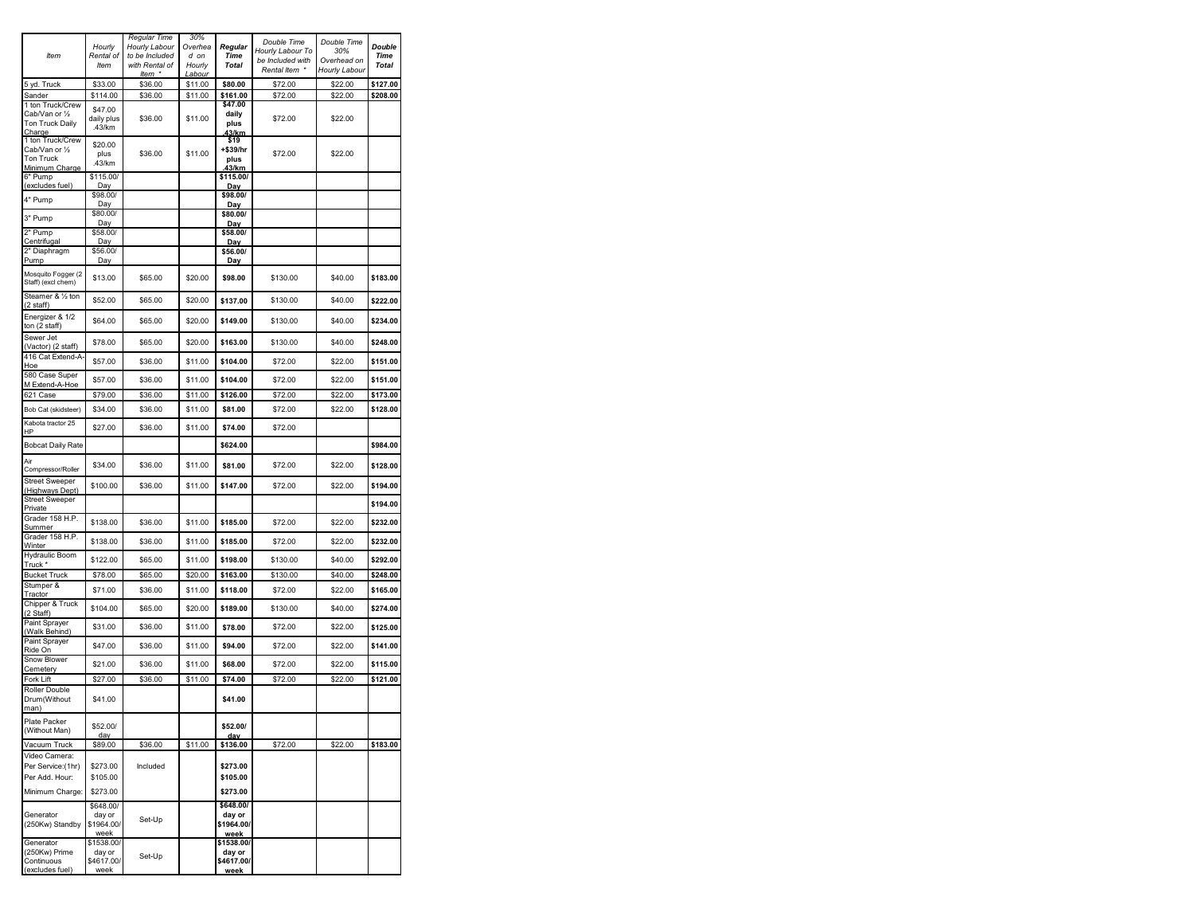| Item | Hourly Rental of Item | Regular Time Hourly Labour to be Included with Rental of Item * | 30% Overhead on Hourly Labour | Regular Time Total | Double Time Hourly Labour To be Included with Rental Item * | Double Time 30% Overhead on Hourly Labour | Double Time Total |
|---|---|---|---|---|---|---|---|
| 5 yd. Truck | $33.00 | $36.00 | $11.00 | **$80.00** | $72.00 | $22.00 | **$127.00** |
| Sander | $114.00 | $36.00 | $11.00 | **$161.00** | $72.00 | $22.00 | **$208.00** |
| 1 ton Truck/Crew Cab/Van or ½ Ton Truck Daily Charge | $47.00 daily plus .43/km | $36.00 | $11.00 | **$47.00 daily plus .43/km** | $72.00 | $22.00 | |
| 1 ton Truck/Crew Cab/Van or ½ Ton Truck Minimum Charge | $20.00 plus .43/km | $36.00 | $11.00 | **$19 +$39/hr plus .43/km** | $72.00 | $22.00 | |
| 6" Pump (excludes fuel) | $115.00/ Day | | | **$115.00/ Day** | | | |
| 4" Pump | $98.00/ Day | | | **$98.00/ Day** | | | |
| 3" Pump | $80.00/ Day | | | **$80.00/ Day** | | | |
| 2" Pump Centrifugal | $58.00/ Day | | | **$58.00/ Day** | | | |
| 2" Diaphragm Pump | $56.00/ Day | | | **$56.00/ Day** | | | |
| Mosquito Fogger (2 Staff) (excl chem) | $13.00 | $65.00 | $20.00 | **$98.00** | $130.00 | $40.00 | **$183.00** |
| Steamer & ½ ton (2 staff) | $52.00 | $65.00 | $20.00 | **$137.00** | $130.00 | $40.00 | **$222.00** |
| Energizer & 1/2 ton (2 staff) | $64.00 | $65.00 | $20.00 | **$149.00** | $130.00 | $40.00 | **$234.00** |
| Sewer Jet (Vactor) (2 staff) | $78.00 | $65.00 | $20.00 | **$163.00** | $130.00 | $40.00 | **$248.00** |
| 416 Cat Extend-A-Hoe | $57.00 | $36.00 | $11.00 | **$104.00** | $72.00 | $22.00 | **$151.00** |
| 580 Case Super M Extend-A-Hoe | $57.00 | $36.00 | $11.00 | **$104.00** | $72.00 | $22.00 | **$151.00** |
| 621 Case | $79.00 | $36.00 | $11.00 | **$126.00** | $72.00 | $22.00 | **$173.00** |
| Bob Cat (skidsteer) | $34.00 | $36.00 | $11.00 | **$81.00** | $72.00 | $22.00 | **$128.00** |
| Kabota tractor 25 HP | $27.00 | $36.00 | $11.00 | **$74.00** | $72.00 | | |
| Bobcat Daily Rate | | | | **$624.00** | | | **$984.00** |
| Air Compressor/Roller | $34.00 | $36.00 | $11.00 | **$81.00** | $72.00 | $22.00 | **$128.00** |
| Street Sweeper (Highways Dept) | $100.00 | $36.00 | $11.00 | **$147.00** | $72.00 | $22.00 | **$194.00** |
| Street Sweeper Private | | | | | | | **$194.00** |
| Grader 158 H.P. Summer | $138.00 | $36.00 | $11.00 | **$185.00** | $72.00 | $22.00 | **$232.00** |
| Grader 158 H.P. Winter | $138.00 | $36.00 | $11.00 | **$185.00** | $72.00 | $22.00 | **$232.00** |
| Hydraulic Boom Truck * | $122.00 | $65.00 | $11.00 | **$198.00** | $130.00 | $40.00 | **$292.00** |
| Bucket Truck | $78.00 | $65.00 | $20.00 | **$163.00** | $130.00 | $40.00 | **$248.00** |
| Stumper & Tractor | $71.00 | $36.00 | $11.00 | **$118.00** | $72.00 | $22.00 | **$165.00** |
| Chipper & Truck (2 Staff) | $104.00 | $65.00 | $20.00 | **$189.00** | $130.00 | $40.00 | **$274.00** |
| Paint Sprayer (Walk Behind) | $31.00 | $36.00 | $11.00 | **$78.00** | $72.00 | $22.00 | **$125.00** |
| Paint Sprayer Ride On | $47.00 | $36.00 | $11.00 | **$94.00** | $72.00 | $22.00 | **$141.00** |
| Snow Blower Cemetery | $21.00 | $36.00 | $11.00 | **$68.00** | $72.00 | $22.00 | **$115.00** |
| Fork Lift | $27.00 | $36.00 | $11.00 | **$74.00** | $72.00 | $22.00 | **$121.00** |
| Roller Double Drum(Without man) | $41.00 | | | **$41.00** | | | |
| Plate Packer (Without Man) | $52.00/ day | | | **$52.00/ day** | | | |
| Vacuum Truck | $89.00 | $36.00 | $11.00 | **$136.00** | $72.00 | $22.00 | **$183.00** |
| Video Camera: Per Service:(1hr) Per Add. Hour: Minimum Charge: | $273.00 $105.00 $273.00 | Included | | **$273.00 $105.00 $273.00** | | | |
| Generator (250Kw) Standby | $648.00/ day or $1964.00/ week | Set-Up | | **$648.00/ day or $1964.00/ week** | | | |
| Generator (250Kw) Prime Continuous (excludes fuel) | $1538.00/ day or $4617.00/ week | Set-Up | | **$1538.00/ day or $4617.00/ week** | | | |